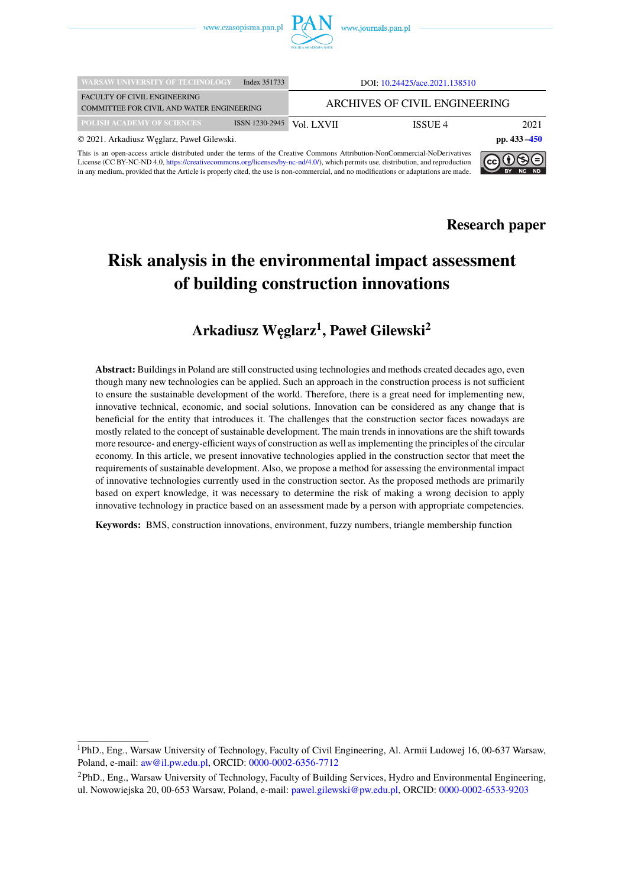DOI: 10.24425/ace.2021.138510

ARCHIVES OF CIVIL ENGINEERING

WARSAW UNIVERSITY OF TECHNOLOGY — Index 351733

FACULTY OF CIVIL ENGINEERING
COMMITTEE FOR CIVIL AND WATER ENGINEERING

POLISH ACADEMY OF SCIENCES — ISSN 1230-2945 — Vol. LXVII — ISSUE 4 — 2021

© 2021. Arkadiusz Węglarz, Paweł Gilewski. — pp. 433–450

This is an open-access article distributed under the terms of the Creative Commons Attribution-NonCommercial-NoDerivatives License (CC BY-NC-ND 4.0, https://creativecommons.org/licenses/by-nc-nd/4.0/), which permits use, distribution, and reproduction in any medium, provided that the Article is properly cited, the use is non-commercial, and no modifications or adaptations are made.

**Research paper**

# Risk analysis in the environmental impact assessment of building construction innovations

## Arkadiusz Węglarz[1], Paweł Gilewski[2]

**Abstract:** Buildings in Poland are still constructed using technologies and methods created decades ago, even though many new technologies can be applied. Such an approach in the construction process is not sufficient to ensure the sustainable development of the world. Therefore, there is a great need for implementing new, innovative technical, economic, and social solutions. Innovation can be considered as any change that is beneficial for the entity that introduces it. The challenges that the construction sector faces nowadays are mostly related to the concept of sustainable development. The main trends in innovations are the shift towards more resource- and energy-efficient ways of construction as well as implementing the principles of the circular economy. In this article, we present innovative technologies applied in the construction sector that meet the requirements of sustainable development. Also, we propose a method for assessing the environmental impact of innovative technologies currently used in the construction sector. As the proposed methods are primarily based on expert knowledge, it was necessary to determine the risk of making a wrong decision to apply innovative technology in practice based on an assessment made by a person with appropriate competencies.

**Keywords:** BMS, construction innovations, environment, fuzzy numbers, triangle membership function

---

[1] PhD., Eng., Warsaw University of Technology, Faculty of Civil Engineering, Al. Armii Ludowej 16, 00-637 Warsaw, Poland, e-mail: aw@il.pw.edu.pl, ORCID: 0000-0002-6356-7712

[2] PhD., Eng., Warsaw University of Technology, Faculty of Building Services, Hydro and Environmental Engineering, ul. Nowowiejska 20, 00-653 Warsaw, Poland, e-mail: pawel.gilewski@pw.edu.pl, ORCID: 0000-0002-6533-9203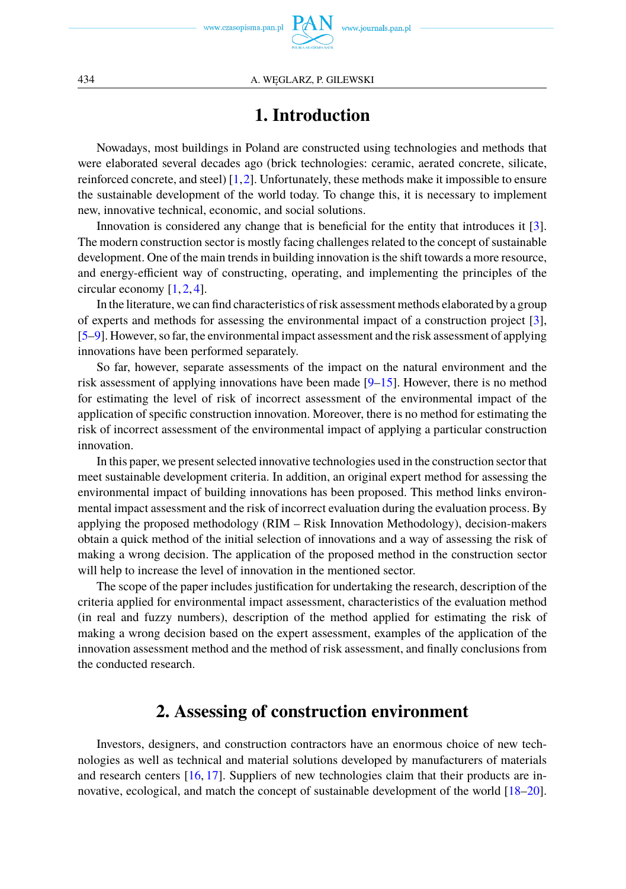# 1. Introduction

Nowadays, most buildings in Poland are constructed using technologies and methods that were elaborated several decades ago (brick technologies: ceramic, aerated concrete, silicate, reinforced concrete, and steel) [1,2]. Unfortunately, these methods make it impossible to ensure the sustainable development of the world today. To change this, it is necessary to implement new, innovative technical, economic, and social solutions.

Innovation is considered any change that is beneficial for the entity that introduces it [3]. The modern construction sector is mostly facing challenges related to the concept of sustainable development. One of the main trends in building innovation is the shift towards a more resource, and energy-efficient way of constructing, operating, and implementing the principles of the circular economy [1,2,4].

In the literature, we can find characteristics of risk assessment methods elaborated by a group of experts and methods for assessing the environmental impact of a construction project [3], [5–9]. However, so far, the environmental impact assessment and the risk assessment of applying innovations have been performed separately.

So far, however, separate assessments of the impact on the natural environment and the risk assessment of applying innovations have been made [9–15]. However, there is no method for estimating the level of risk of incorrect assessment of the environmental impact of the application of specific construction innovation. Moreover, there is no method for estimating the risk of incorrect assessment of the environmental impact of applying a particular construction innovation.

In this paper, we present selected innovative technologies used in the construction sector that meet sustainable development criteria. In addition, an original expert method for assessing the environmental impact of building innovations has been proposed. This method links environmental impact assessment and the risk of incorrect evaluation during the evaluation process. By applying the proposed methodology (RIM – Risk Innovation Methodology), decision-makers obtain a quick method of the initial selection of innovations and a way of assessing the risk of making a wrong decision. The application of the proposed method in the construction sector will help to increase the level of innovation in the mentioned sector.

The scope of the paper includes justification for undertaking the research, description of the criteria applied for environmental impact assessment, characteristics of the evaluation method (in real and fuzzy numbers), description of the method applied for estimating the risk of making a wrong decision based on the expert assessment, examples of the application of the innovation assessment method and the method of risk assessment, and finally conclusions from the conducted research.

# 2. Assessing of construction environment

Investors, designers, and construction contractors have an enormous choice of new technologies as well as technical and material solutions developed by manufacturers of materials and research centers [16, 17]. Suppliers of new technologies claim that their products are innovative, ecological, and match the concept of sustainable development of the world [18–20].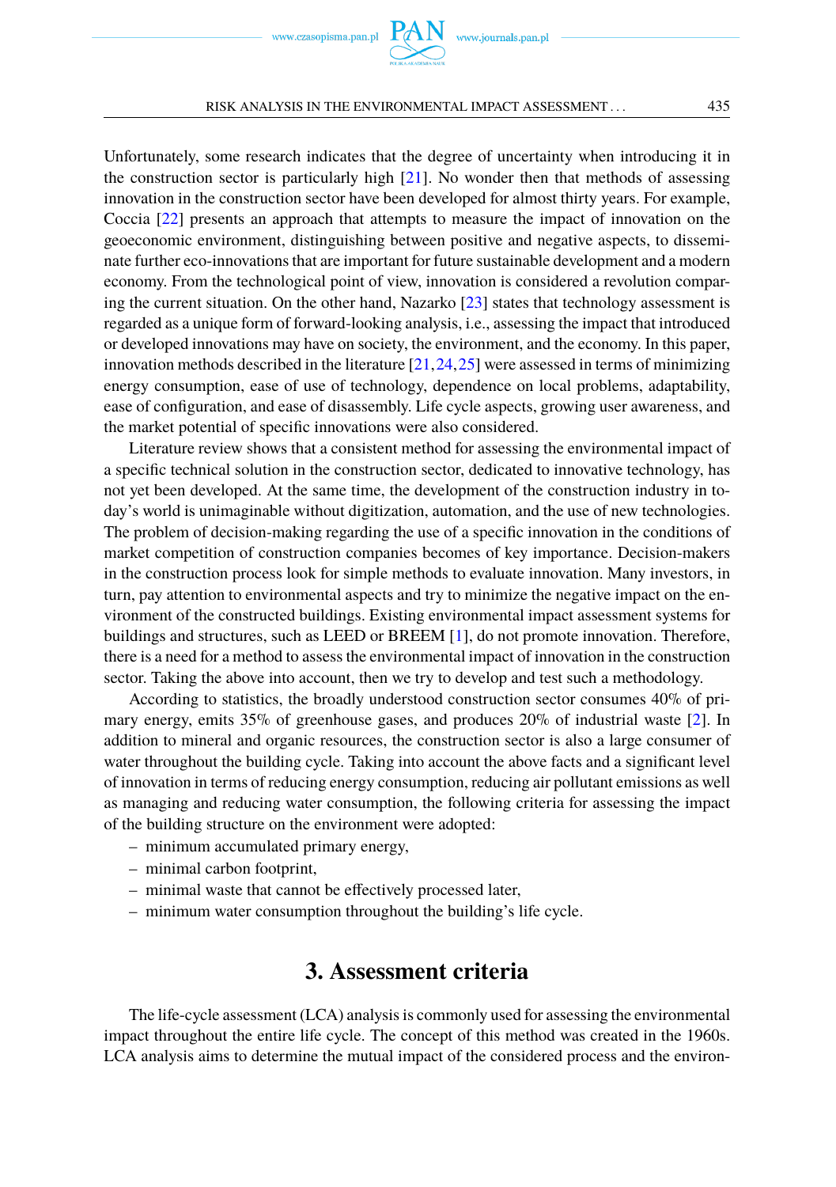Unfortunately, some research indicates that the degree of uncertainty when introducing it in the construction sector is particularly high [21]. No wonder then that methods of assessing innovation in the construction sector have been developed for almost thirty years. For example, Coccia [22] presents an approach that attempts to measure the impact of innovation on the geoeconomic environment, distinguishing between positive and negative aspects, to disseminate further eco-innovations that are important for future sustainable development and a modern economy. From the technological point of view, innovation is considered a revolution comparing the current situation. On the other hand, Nazarko [23] states that technology assessment is regarded as a unique form of forward-looking analysis, i.e., assessing the impact that introduced or developed innovations may have on society, the environment, and the economy. In this paper, innovation methods described in the literature [21,24,25] were assessed in terms of minimizing energy consumption, ease of use of technology, dependence on local problems, adaptability, ease of configuration, and ease of disassembly. Life cycle aspects, growing user awareness, and the market potential of specific innovations were also considered.

Literature review shows that a consistent method for assessing the environmental impact of a specific technical solution in the construction sector, dedicated to innovative technology, has not yet been developed. At the same time, the development of the construction industry in today's world is unimaginable without digitization, automation, and the use of new technologies. The problem of decision-making regarding the use of a specific innovation in the conditions of market competition of construction companies becomes of key importance. Decision-makers in the construction process look for simple methods to evaluate innovation. Many investors, in turn, pay attention to environmental aspects and try to minimize the negative impact on the environment of the constructed buildings. Existing environmental impact assessment systems for buildings and structures, such as LEED or BREEM [1], do not promote innovation. Therefore, there is a need for a method to assess the environmental impact of innovation in the construction sector. Taking the above into account, then we try to develop and test such a methodology.

According to statistics, the broadly understood construction sector consumes 40% of primary energy, emits 35% of greenhouse gases, and produces 20% of industrial waste [2]. In addition to mineral and organic resources, the construction sector is also a large consumer of water throughout the building cycle. Taking into account the above facts and a significant level of innovation in terms of reducing energy consumption, reducing air pollutant emissions as well as managing and reducing water consumption, the following criteria for assessing the impact of the building structure on the environment were adopted:

- minimum accumulated primary energy,
- minimal carbon footprint,
- minimal waste that cannot be effectively processed later,
- minimum water consumption throughout the building's life cycle.

## 3. Assessment criteria

The life-cycle assessment (LCA) analysis is commonly used for assessing the environmental impact throughout the entire life cycle. The concept of this method was created in the 1960s. LCA analysis aims to determine the mutual impact of the considered process and the environ-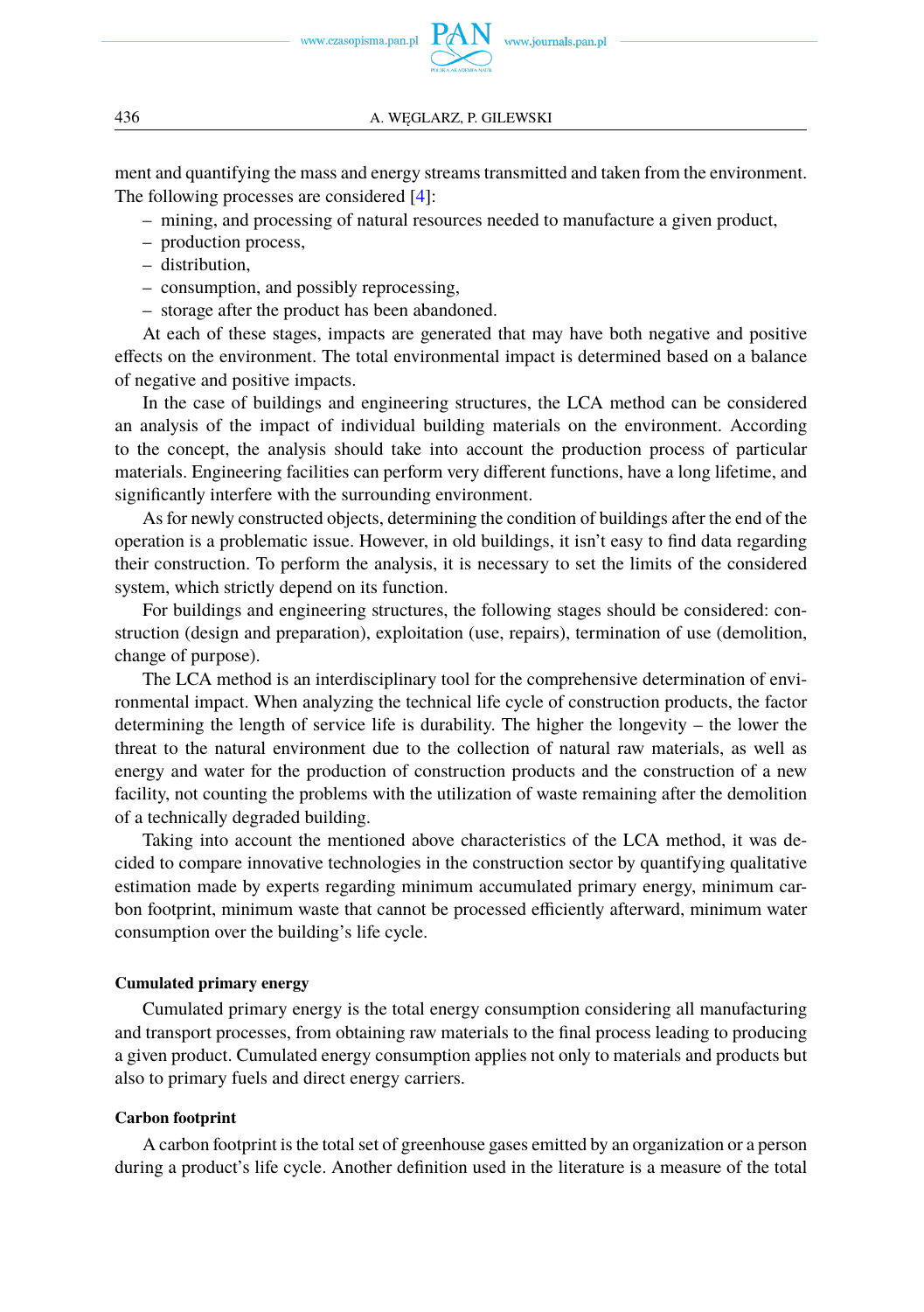ment and quantifying the mass and energy streams transmitted and taken from the environment. The following processes are considered [4]:

- mining, and processing of natural resources needed to manufacture a given product,
- production process,
- distribution,
- consumption, and possibly reprocessing,
- storage after the product has been abandoned.

At each of these stages, impacts are generated that may have both negative and positive effects on the environment. The total environmental impact is determined based on a balance of negative and positive impacts.

In the case of buildings and engineering structures, the LCA method can be considered an analysis of the impact of individual building materials on the environment. According to the concept, the analysis should take into account the production process of particular materials. Engineering facilities can perform very different functions, have a long lifetime, and significantly interfere with the surrounding environment.

As for newly constructed objects, determining the condition of buildings after the end of the operation is a problematic issue. However, in old buildings, it isn't easy to find data regarding their construction. To perform the analysis, it is necessary to set the limits of the considered system, which strictly depend on its function.

For buildings and engineering structures, the following stages should be considered: construction (design and preparation), exploitation (use, repairs), termination of use (demolition, change of purpose).

The LCA method is an interdisciplinary tool for the comprehensive determination of environmental impact. When analyzing the technical life cycle of construction products, the factor determining the length of service life is durability. The higher the longevity – the lower the threat to the natural environment due to the collection of natural raw materials, as well as energy and water for the production of construction products and the construction of a new facility, not counting the problems with the utilization of waste remaining after the demolition of a technically degraded building.

Taking into account the mentioned above characteristics of the LCA method, it was decided to compare innovative technologies in the construction sector by quantifying qualitative estimation made by experts regarding minimum accumulated primary energy, minimum carbon footprint, minimum waste that cannot be processed efficiently afterward, minimum water consumption over the building's life cycle.

#### Cumulated primary energy

Cumulated primary energy is the total energy consumption considering all manufacturing and transport processes, from obtaining raw materials to the final process leading to producing a given product. Cumulated energy consumption applies not only to materials and products but also to primary fuels and direct energy carriers.

#### Carbon footprint

A carbon footprint is the total set of greenhouse gases emitted by an organization or a person during a product's life cycle. Another definition used in the literature is a measure of the total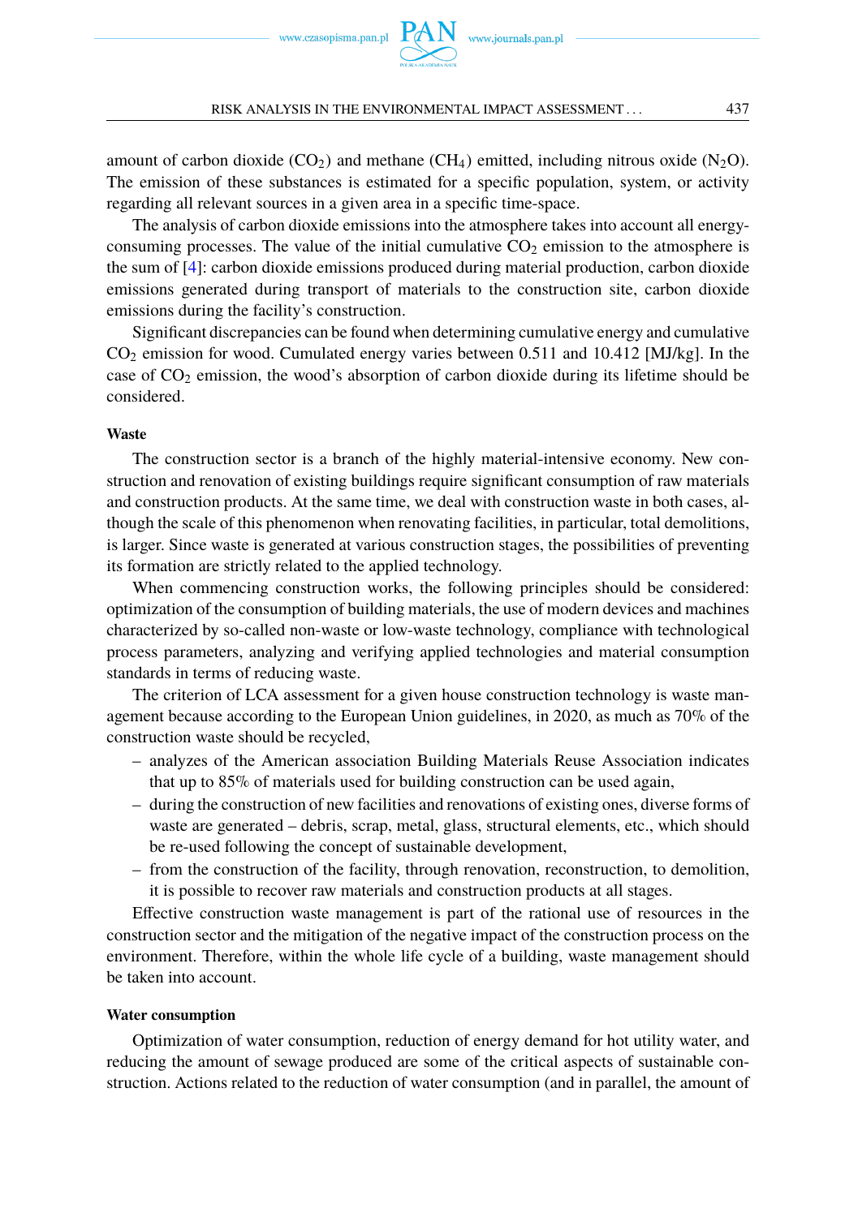amount of carbon dioxide ($CO_2$) and methane ($CH_4$) emitted, including nitrous oxide ($N_2O$). The emission of these substances is estimated for a specific population, system, or activity regarding all relevant sources in a given area in a specific time-space.

The analysis of carbon dioxide emissions into the atmosphere takes into account all energy-consuming processes. The value of the initial cumulative $CO_2$ emission to the atmosphere is the sum of [4]: carbon dioxide emissions produced during material production, carbon dioxide emissions generated during transport of materials to the construction site, carbon dioxide emissions during the facility's construction.

Significant discrepancies can be found when determining cumulative energy and cumulative $CO_2$ emission for wood. Cumulated energy varies between 0.511 and 10.412 [MJ/kg]. In the case of $CO_2$ emission, the wood's absorption of carbon dioxide during its lifetime should be considered.

**Waste**

The construction sector is a branch of the highly material-intensive economy. New construction and renovation of existing buildings require significant consumption of raw materials and construction products. At the same time, we deal with construction waste in both cases, although the scale of this phenomenon when renovating facilities, in particular, total demolitions, is larger. Since waste is generated at various construction stages, the possibilities of preventing its formation are strictly related to the applied technology.

When commencing construction works, the following principles should be considered: optimization of the consumption of building materials, the use of modern devices and machines characterized by so-called non-waste or low-waste technology, compliance with technological process parameters, analyzing and verifying applied technologies and material consumption standards in terms of reducing waste.

The criterion of LCA assessment for a given house construction technology is waste management because according to the European Union guidelines, in 2020, as much as 70% of the construction waste should be recycled,

- analyzes of the American association Building Materials Reuse Association indicates that up to 85% of materials used for building construction can be used again,
- during the construction of new facilities and renovations of existing ones, diverse forms of waste are generated – debris, scrap, metal, glass, structural elements, etc., which should be re-used following the concept of sustainable development,
- from the construction of the facility, through renovation, reconstruction, to demolition, it is possible to recover raw materials and construction products at all stages.

Effective construction waste management is part of the rational use of resources in the construction sector and the mitigation of the negative impact of the construction process on the environment. Therefore, within the whole life cycle of a building, waste management should be taken into account.

**Water consumption**

Optimization of water consumption, reduction of energy demand for hot utility water, and reducing the amount of sewage produced are some of the critical aspects of sustainable construction. Actions related to the reduction of water consumption (and in parallel, the amount of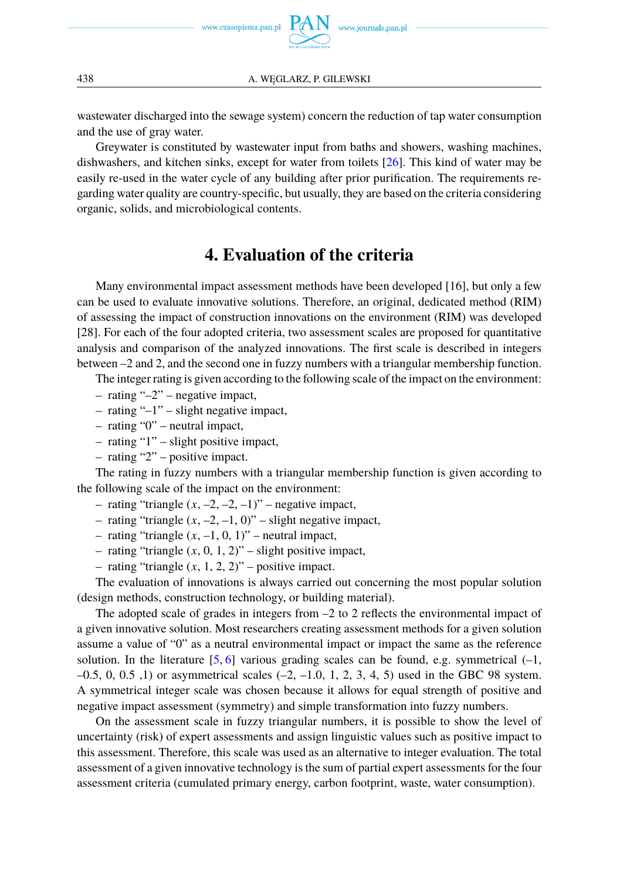wastewater discharged into the sewage system) concern the reduction of tap water consumption and the use of gray water.

Greywater is constituted by wastewater input from baths and showers, washing machines, dishwashers, and kitchen sinks, except for water from toilets [26]. This kind of water may be easily re-used in the water cycle of any building after prior purification. The requirements regarding water quality are country-specific, but usually, they are based on the criteria considering organic, solids, and microbiological contents.

## 4. Evaluation of the criteria

Many environmental impact assessment methods have been developed [16], but only a few can be used to evaluate innovative solutions. Therefore, an original, dedicated method (RIM) of assessing the impact of construction innovations on the environment (RIM) was developed [28]. For each of the four adopted criteria, two assessment scales are proposed for quantitative analysis and comparison of the analyzed innovations. The first scale is described in integers between –2 and 2, and the second one in fuzzy numbers with a triangular membership function.

The integer rating is given according to the following scale of the impact on the environment:

- rating "–2" – negative impact,
- rating "–1" – slight negative impact,
- rating "0" – neutral impact,
- rating "1" – slight positive impact,
- rating "2" – positive impact.

The rating in fuzzy numbers with a triangular membership function is given according to the following scale of the impact on the environment:

- rating "triangle ($x$, –2, –2, –1)" – negative impact,
- rating "triangle ($x$, –2, –1, 0)" – slight negative impact,
- rating "triangle ($x$, –1, 0, 1)" – neutral impact,
- rating "triangle ($x$, 0, 1, 2)" – slight positive impact,
- rating "triangle ($x$, 1, 2, 2)" – positive impact.

The evaluation of innovations is always carried out concerning the most popular solution (design methods, construction technology, or building material).

The adopted scale of grades in integers from –2 to 2 reflects the environmental impact of a given innovative solution. Most researchers creating assessment methods for a given solution assume a value of "0" as a neutral environmental impact or impact the same as the reference solution. In the literature [5, 6] various grading scales can be found, e.g. symmetrical (–1, –0.5, 0, 0.5 ,1) or asymmetrical scales (–2, –1.0, 1, 2, 3, 4, 5) used in the GBC 98 system. A symmetrical integer scale was chosen because it allows for equal strength of positive and negative impact assessment (symmetry) and simple transformation into fuzzy numbers.

On the assessment scale in fuzzy triangular numbers, it is possible to show the level of uncertainty (risk) of expert assessments and assign linguistic values such as positive impact to this assessment. Therefore, this scale was used as an alternative to integer evaluation. The total assessment of a given innovative technology is the sum of partial expert assessments for the four assessment criteria (cumulated primary energy, carbon footprint, waste, water consumption).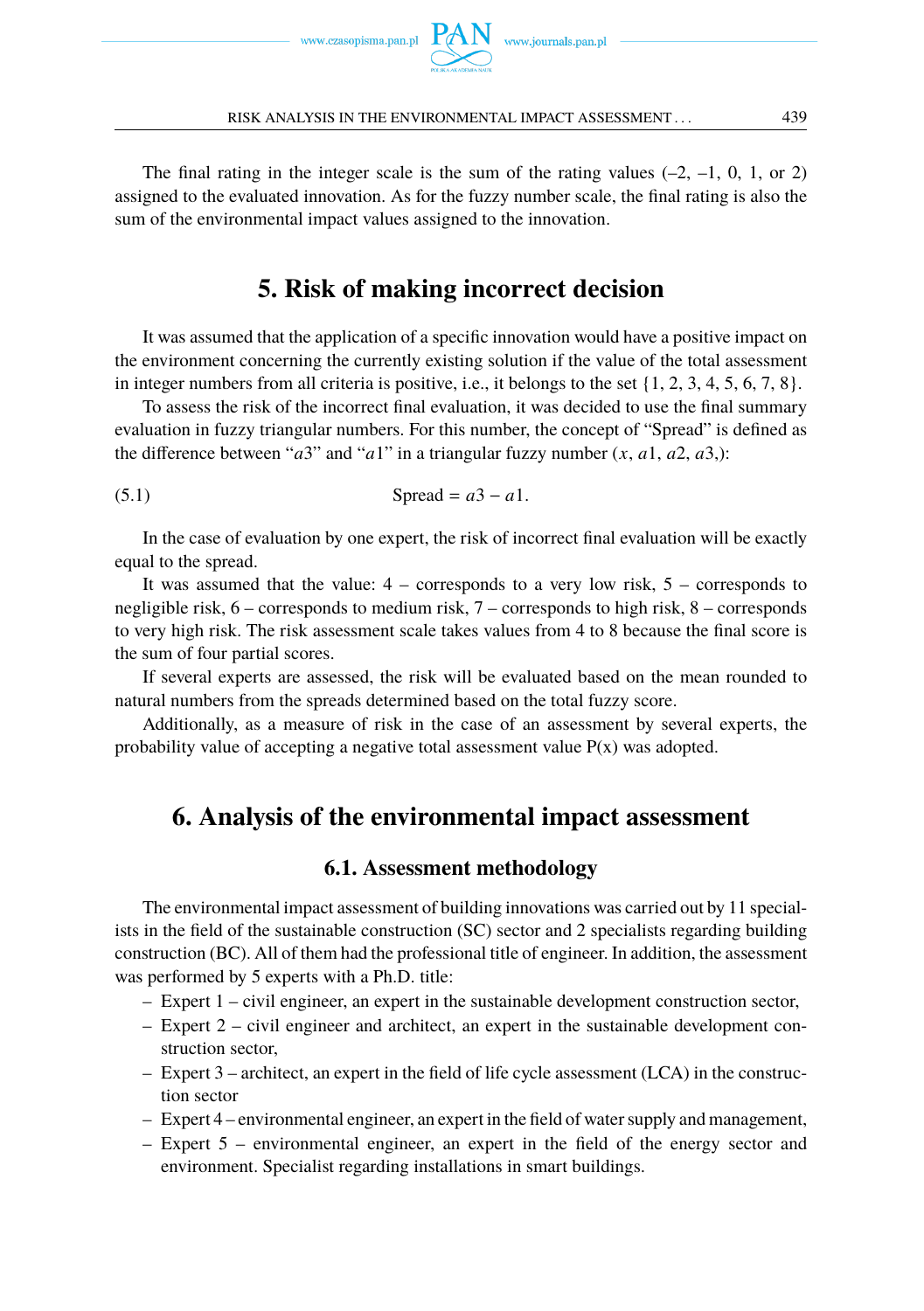The final rating in the integer scale is the sum of the rating values (–2, –1, 0, 1, or 2) assigned to the evaluated innovation. As for the fuzzy number scale, the final rating is also the sum of the environmental impact values assigned to the innovation.

## 5. Risk of making incorrect decision

It was assumed that the application of a specific innovation would have a positive impact on the environment concerning the currently existing solution if the value of the total assessment in integer numbers from all criteria is positive, i.e., it belongs to the set {1, 2, 3, 4, 5, 6, 7, 8}.

To assess the risk of the incorrect final evaluation, it was decided to use the final summary evaluation in fuzzy triangular numbers. For this number, the concept of "Spread" is defined as the difference between "$a3$" and "$a1$" in a triangular fuzzy number ($x$, $a1$, $a2$, $a3$,):

$$\text{Spread} = a3 - a1. \tag{5.1}$$

In the case of evaluation by one expert, the risk of incorrect final evaluation will be exactly equal to the spread.

It was assumed that the value: 4 – corresponds to a very low risk, 5 – corresponds to negligible risk, 6 – corresponds to medium risk, 7 – corresponds to high risk, 8 – corresponds to very high risk. The risk assessment scale takes values from 4 to 8 because the final score is the sum of four partial scores.

If several experts are assessed, the risk will be evaluated based on the mean rounded to natural numbers from the spreads determined based on the total fuzzy score.

Additionally, as a measure of risk in the case of an assessment by several experts, the probability value of accepting a negative total assessment value P(x) was adopted.

## 6. Analysis of the environmental impact assessment

### 6.1. Assessment methodology

The environmental impact assessment of building innovations was carried out by 11 specialists in the field of the sustainable construction (SC) sector and 2 specialists regarding building construction (BC). All of them had the professional title of engineer. In addition, the assessment was performed by 5 experts with a Ph.D. title:

- Expert 1 – civil engineer, an expert in the sustainable development construction sector,
- Expert 2 – civil engineer and architect, an expert in the sustainable development construction sector,
- Expert 3 – architect, an expert in the field of life cycle assessment (LCA) in the construction sector
- Expert 4 – environmental engineer, an expert in the field of water supply and management,
- Expert 5 – environmental engineer, an expert in the field of the energy sector and environment. Specialist regarding installations in smart buildings.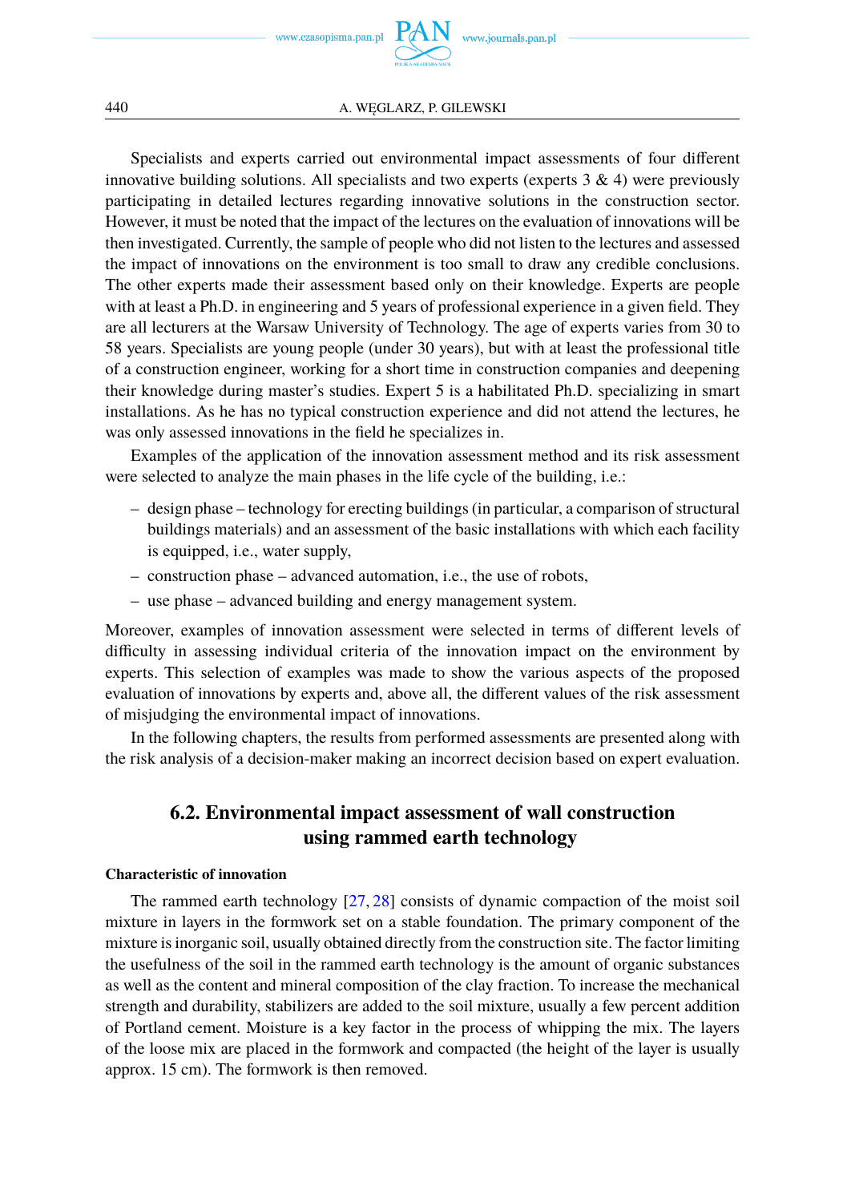Specialists and experts carried out environmental impact assessments of four different innovative building solutions. All specialists and two experts (experts 3 & 4) were previously participating in detailed lectures regarding innovative solutions in the construction sector. However, it must be noted that the impact of the lectures on the evaluation of innovations will be then investigated. Currently, the sample of people who did not listen to the lectures and assessed the impact of innovations on the environment is too small to draw any credible conclusions. The other experts made their assessment based only on their knowledge. Experts are people with at least a Ph.D. in engineering and 5 years of professional experience in a given field. They are all lecturers at the Warsaw University of Technology. The age of experts varies from 30 to 58 years. Specialists are young people (under 30 years), but with at least the professional title of a construction engineer, working for a short time in construction companies and deepening their knowledge during master's studies. Expert 5 is a habilitated Ph.D. specializing in smart installations. As he has no typical construction experience and did not attend the lectures, he was only assessed innovations in the field he specializes in.

Examples of the application of the innovation assessment method and its risk assessment were selected to analyze the main phases in the life cycle of the building, i.e.:

– design phase – technology for erecting buildings (in particular, a comparison of structural buildings materials) and an assessment of the basic installations with which each facility is equipped, i.e., water supply,
– construction phase – advanced automation, i.e., the use of robots,
– use phase – advanced building and energy management system.

Moreover, examples of innovation assessment were selected in terms of different levels of difficulty in assessing individual criteria of the innovation impact on the environment by experts. This selection of examples was made to show the various aspects of the proposed evaluation of innovations by experts and, above all, the different values of the risk assessment of misjudging the environmental impact of innovations.

In the following chapters, the results from performed assessments are presented along with the risk analysis of a decision-maker making an incorrect decision based on expert evaluation.

## 6.2. Environmental impact assessment of wall construction using rammed earth technology

**Characteristic of innovation**

The rammed earth technology [27, 28] consists of dynamic compaction of the moist soil mixture in layers in the formwork set on a stable foundation. The primary component of the mixture is inorganic soil, usually obtained directly from the construction site. The factor limiting the usefulness of the soil in the rammed earth technology is the amount of organic substances as well as the content and mineral composition of the clay fraction. To increase the mechanical strength and durability, stabilizers are added to the soil mixture, usually a few percent addition of Portland cement. Moisture is a key factor in the process of whipping the mix. The layers of the loose mix are placed in the formwork and compacted (the height of the layer is usually approx. 15 cm). The formwork is then removed.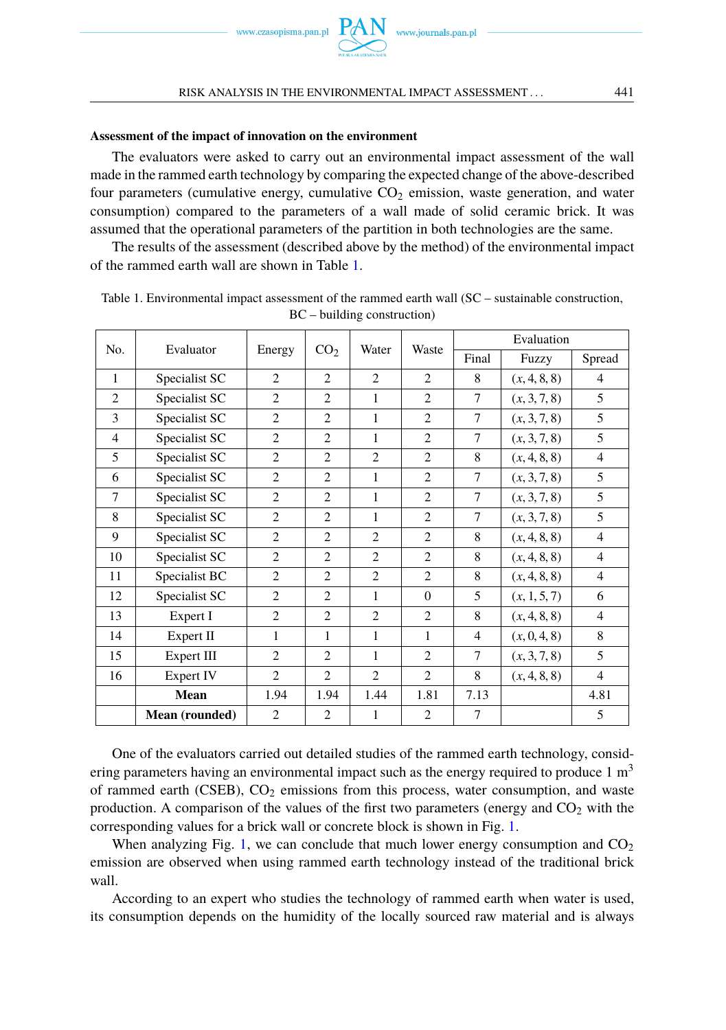**Assessment of the impact of innovation on the environment**

The evaluators were asked to carry out an environmental impact assessment of the wall made in the rammed earth technology by comparing the expected change of the above-described four parameters (cumulative energy, cumulative $CO_2$ emission, waste generation, and water consumption) compared to the parameters of a wall made of solid ceramic brick. It was assumed that the operational parameters of the partition in both technologies are the same.

The results of the assessment (described above by the method) of the environmental impact of the rammed earth wall are shown in Table 1.

Table 1. Environmental impact assessment of the rammed earth wall (SC – sustainable construction, BC – building construction)

| No. | Evaluator | Energy | $CO_2$ | Water | Waste | Evaluation | | |
|---|---|---|---|---|---|---|---|---|
| | | | | | | Final | Fuzzy | Spread |
| 1 | Specialist SC | 2 | 2 | 2 | 2 | 8 | $(x, 4, 8, 8)$ | 4 |
| 2 | Specialist SC | 2 | 2 | 1 | 2 | 7 | $(x, 3, 7, 8)$ | 5 |
| 3 | Specialist SC | 2 | 2 | 1 | 2 | 7 | $(x, 3, 7, 8)$ | 5 |
| 4 | Specialist SC | 2 | 2 | 1 | 2 | 7 | $(x, 3, 7, 8)$ | 5 |
| 5 | Specialist SC | 2 | 2 | 2 | 2 | 8 | $(x, 4, 8, 8)$ | 4 |
| 6 | Specialist SC | 2 | 2 | 1 | 2 | 7 | $(x, 3, 7, 8)$ | 5 |
| 7 | Specialist SC | 2 | 2 | 1 | 2 | 7 | $(x, 3, 7, 8)$ | 5 |
| 8 | Specialist SC | 2 | 2 | 1 | 2 | 7 | $(x, 3, 7, 8)$ | 5 |
| 9 | Specialist SC | 2 | 2 | 2 | 2 | 8 | $(x, 4, 8, 8)$ | 4 |
| 10 | Specialist SC | 2 | 2 | 2 | 2 | 8 | $(x, 4, 8, 8)$ | 4 |
| 11 | Specialist BC | 2 | 2 | 2 | 2 | 8 | $(x, 4, 8, 8)$ | 4 |
| 12 | Specialist SC | 2 | 2 | 1 | 0 | 5 | $(x, 1, 5, 7)$ | 6 |
| 13 | Expert I | 2 | 2 | 2 | 2 | 8 | $(x, 4, 8, 8)$ | 4 |
| 14 | Expert II | 1 | 1 | 1 | 1 | 4 | $(x, 0, 4, 8)$ | 8 |
| 15 | Expert III | 2 | 2 | 1 | 2 | 7 | $(x, 3, 7, 8)$ | 5 |
| 16 | Expert IV | 2 | 2 | 2 | 2 | 8 | $(x, 4, 8, 8)$ | 4 |
| | **Mean** | 1.94 | 1.94 | 1.44 | 1.81 | 7.13 | | 4.81 |
| | **Mean (rounded)** | 2 | 2 | 1 | 2 | 7 | | 5 |

One of the evaluators carried out detailed studies of the rammed earth technology, considering parameters having an environmental impact such as the energy required to produce 1 $m^3$ of rammed earth (CSEB), $CO_2$ emissions from this process, water consumption, and waste production. A comparison of the values of the first two parameters (energy and $CO_2$ with the corresponding values for a brick wall or concrete block is shown in Fig. 1.

When analyzing Fig. 1, we can conclude that much lower energy consumption and $CO_2$ emission are observed when using rammed earth technology instead of the traditional brick wall.

According to an expert who studies the technology of rammed earth when water is used, its consumption depends on the humidity of the locally sourced raw material and is always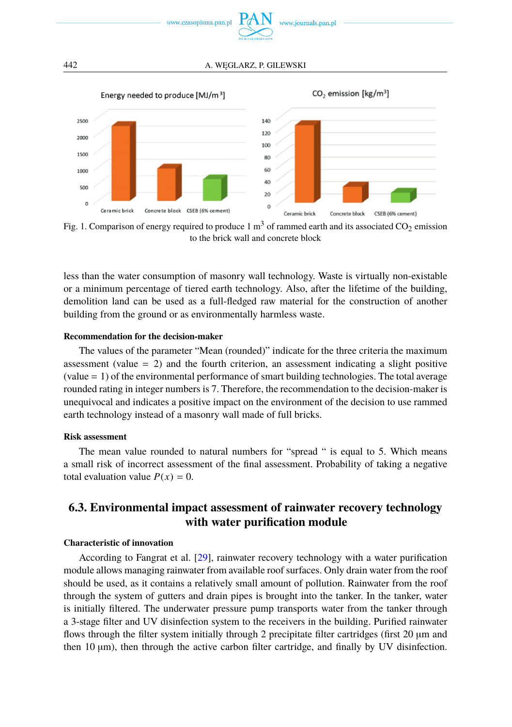Fig. 1. Comparison of energy required to produce 1 $m^3$ of rammed earth and its associated $CO_2$ emission to the brick wall and concrete block

less than the water consumption of masonry wall technology. Waste is virtually non-existable or a minimum percentage of tiered earth technology. Also, after the lifetime of the building, demolition land can be used as a full-fledged raw material for the construction of another building from the ground or as environmentally harmless waste.

**Recommendation for the decision-maker**

The values of the parameter "Mean (rounded)" indicate for the three criteria the maximum assessment (value = 2) and the fourth criterion, an assessment indicating a slight positive (value = 1) of the environmental performance of smart building technologies. The total average rounded rating in integer numbers is 7. Therefore, the recommendation to the decision-maker is unequivocal and indicates a positive impact on the environment of the decision to use rammed earth technology instead of a masonry wall made of full bricks.

**Risk assessment**

The mean value rounded to natural numbers for "spread " is equal to 5. Which means a small risk of incorrect assessment of the final assessment. Probability of taking a negative total evaluation value $P(x) = 0$.

## 6.3. Environmental impact assessment of rainwater recovery technology with water purification module

**Characteristic of innovation**

According to Fangrat et al. [29], rainwater recovery technology with a water purification module allows managing rainwater from available roof surfaces. Only drain water from the roof should be used, as it contains a relatively small amount of pollution. Rainwater from the roof through the system of gutters and drain pipes is brought into the tanker. In the tanker, water is initially filtered. The underwater pressure pump transports water from the tanker through a 3-stage filter and UV disinfection system to the receivers in the building. Purified rainwater flows through the filter system initially through 2 precipitate filter cartridges (first 20 μm and then 10 μm), then through the active carbon filter cartridge, and finally by UV disinfection.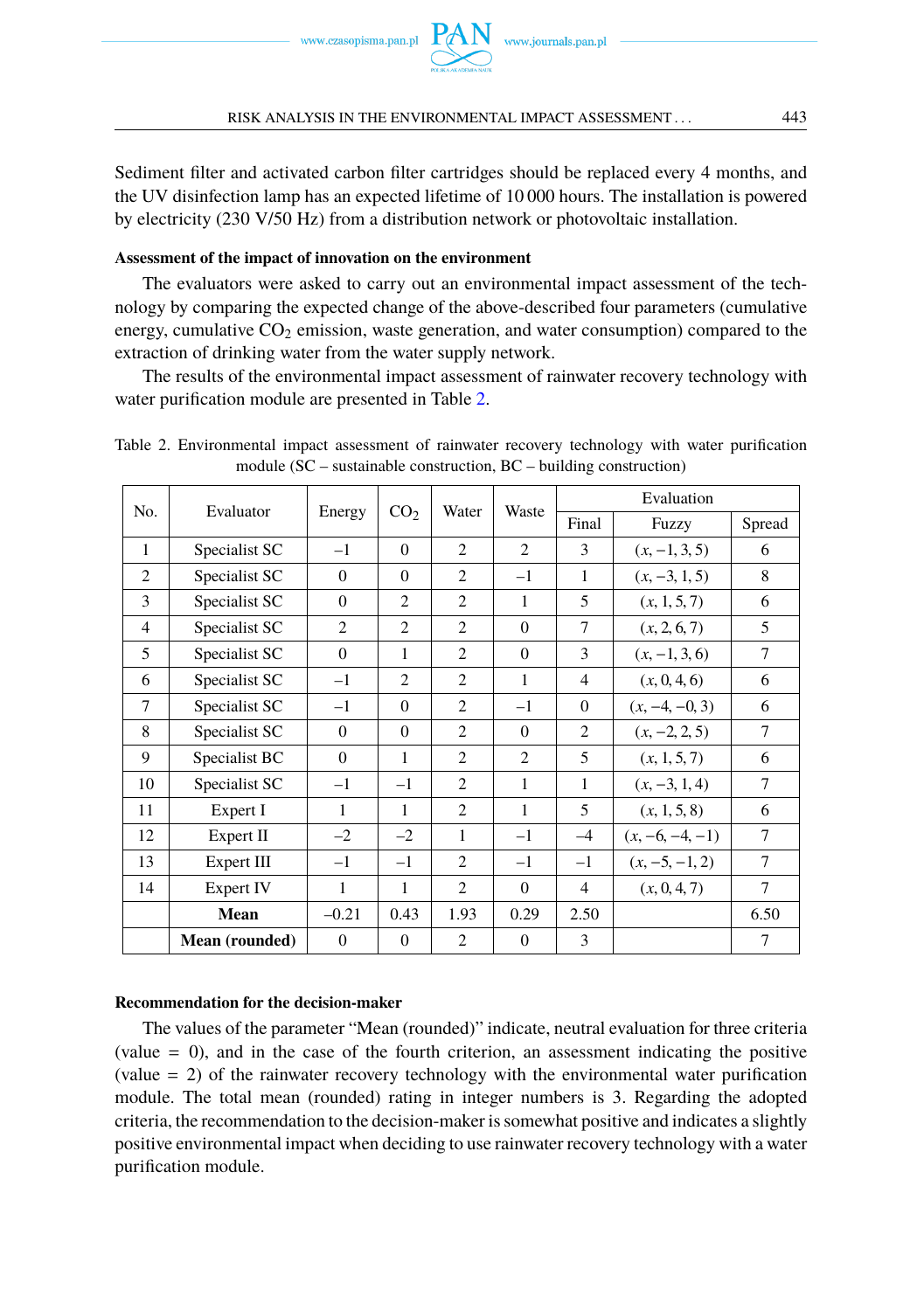Sediment filter and activated carbon filter cartridges should be replaced every 4 months, and the UV disinfection lamp has an expected lifetime of 10 000 hours. The installation is powered by electricity (230 V/50 Hz) from a distribution network or photovoltaic installation.

**Assessment of the impact of innovation on the environment**

The evaluators were asked to carry out an environmental impact assessment of the technology by comparing the expected change of the above-described four parameters (cumulative energy, cumulative $CO_2$ emission, waste generation, and water consumption) compared to the extraction of drinking water from the water supply network.

The results of the environmental impact assessment of rainwater recovery technology with water purification module are presented in Table 2.

Table 2. Environmental impact assessment of rainwater recovery technology with water purification module (SC – sustainable construction, BC – building construction)

| No. | Evaluator | Energy | $CO_2$ | Water | Waste | Evaluation | | |
|---|---|---|---|---|---|---|---|---|
| | | | | | | Final | Fuzzy | Spread |
| 1 | Specialist SC | –1 | 0 | 2 | 2 | 3 | $(x, -1, 3, 5)$ | 6 |
| 2 | Specialist SC | 0 | 0 | 2 | –1 | 1 | $(x, -3, 1, 5)$ | 8 |
| 3 | Specialist SC | 0 | 2 | 2 | 1 | 5 | $(x, 1, 5, 7)$ | 6 |
| 4 | Specialist SC | 2 | 2 | 2 | 0 | 7 | $(x, 2, 6, 7)$ | 5 |
| 5 | Specialist SC | 0 | 1 | 2 | 0 | 3 | $(x, -1, 3, 6)$ | 7 |
| 6 | Specialist SC | –1 | 2 | 2 | 1 | 4 | $(x, 0, 4, 6)$ | 6 |
| 7 | Specialist SC | –1 | 0 | 2 | –1 | 0 | $(x, -4, -0, 3)$ | 6 |
| 8 | Specialist SC | 0 | 0 | 2 | 0 | 2 | $(x, -2, 2, 5)$ | 7 |
| 9 | Specialist BC | 0 | 1 | 2 | 2 | 5 | $(x, 1, 5, 7)$ | 6 |
| 10 | Specialist SC | –1 | –1 | 2 | 1 | 1 | $(x, -3, 1, 4)$ | 7 |
| 11 | Expert I | 1 | 1 | 2 | 1 | 5 | $(x, 1, 5, 8)$ | 6 |
| 12 | Expert II | –2 | –2 | 1 | –1 | –4 | $(x, -6, -4, -1)$ | 7 |
| 13 | Expert III | –1 | –1 | 2 | –1 | –1 | $(x, -5, -1, 2)$ | 7 |
| 14 | Expert IV | 1 | 1 | 2 | 0 | 4 | $(x, 0, 4, 7)$ | 7 |
| | **Mean** | –0.21 | 0.43 | 1.93 | 0.29 | 2.50 | | 6.50 |
| | **Mean (rounded)** | 0 | 0 | 2 | 0 | 3 | | 7 |

**Recommendation for the decision-maker**

The values of the parameter "Mean (rounded)" indicate, neutral evaluation for three criteria (value = 0), and in the case of the fourth criterion, an assessment indicating the positive (value = 2) of the rainwater recovery technology with the environmental water purification module. The total mean (rounded) rating in integer numbers is 3. Regarding the adopted criteria, the recommendation to the decision-maker is somewhat positive and indicates a slightly positive environmental impact when deciding to use rainwater recovery technology with a water purification module.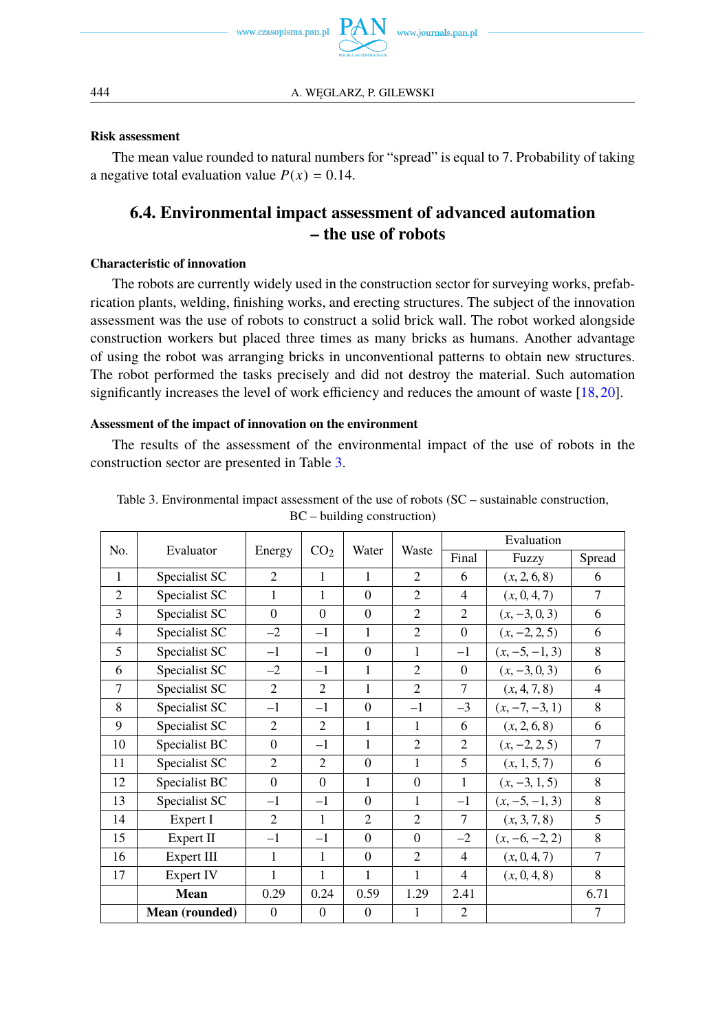**Risk assessment**

The mean value rounded to natural numbers for “spread” is equal to 7. Probability of taking a negative total evaluation value $P(x) = 0.14$.

## 6.4. Environmental impact assessment of advanced automation – the use of robots

**Characteristic of innovation**

The robots are currently widely used in the construction sector for surveying works, prefabrication plants, welding, finishing works, and erecting structures. The subject of the innovation assessment was the use of robots to construct a solid brick wall. The robot worked alongside construction workers but placed three times as many bricks as humans. Another advantage of using the robot was arranging bricks in unconventional patterns to obtain new structures. The robot performed the tasks precisely and did not destroy the material. Such automation significantly increases the level of work efficiency and reduces the amount of waste [18, 20].

**Assessment of the impact of innovation on the environment**

The results of the assessment of the environmental impact of the use of robots in the construction sector are presented in Table 3.

Table 3. Environmental impact assessment of the use of robots (SC – sustainable construction, BC – building construction)

| No. | Evaluator | Energy | $CO_2$ | Water | Waste | Evaluation | | |
|---|---|---|---|---|---|---|---|---|
| | | | | | | Final | Fuzzy | Spread |
| 1 | Specialist SC | 2 | 1 | 1 | 2 | 6 | $(x, 2, 6, 8)$ | 6 |
| 2 | Specialist SC | 1 | 1 | 0 | 2 | 4 | $(x, 0, 4, 7)$ | 7 |
| 3 | Specialist SC | 0 | 0 | 0 | 2 | 2 | $(x, -3, 0, 3)$ | 6 |
| 4 | Specialist SC | –2 | –1 | 1 | 2 | 0 | $(x, -2, 2, 5)$ | 6 |
| 5 | Specialist SC | –1 | –1 | 0 | 1 | –1 | $(x, -5, -1, 3)$ | 8 |
| 6 | Specialist SC | –2 | –1 | 1 | 2 | 0 | $(x, -3, 0, 3)$ | 6 |
| 7 | Specialist SC | 2 | 2 | 1 | 2 | 7 | $(x, 4, 7, 8)$ | 4 |
| 8 | Specialist SC | –1 | –1 | 0 | –1 | –3 | $(x, -7, -3, 1)$ | 8 |
| 9 | Specialist SC | 2 | 2 | 1 | 1 | 6 | $(x, 2, 6, 8)$ | 6 |
| 10 | Specialist BC | 0 | –1 | 1 | 2 | 2 | $(x, -2, 2, 5)$ | 7 |
| 11 | Specialist SC | 2 | 2 | 0 | 1 | 5 | $(x, 1, 5, 7)$ | 6 |
| 12 | Specialist BC | 0 | 0 | 1 | 0 | 1 | $(x, -3, 1, 5)$ | 8 |
| 13 | Specialist SC | –1 | –1 | 0 | 1 | –1 | $(x, -5, -1, 3)$ | 8 |
| 14 | Expert I | 2 | 1 | 2 | 2 | 7 | $(x, 3, 7, 8)$ | 5 |
| 15 | Expert II | –1 | –1 | 0 | 0 | –2 | $(x, -6, -2, 2)$ | 8 |
| 16 | Expert III | 1 | 1 | 0 | 2 | 4 | $(x, 0, 4, 7)$ | 7 |
| 17 | Expert IV | 1 | 1 | 1 | 1 | 4 | $(x, 0, 4, 8)$ | 8 |
| | **Mean** | 0.29 | 0.24 | 0.59 | 1.29 | 2.41 | | 6.71 |
| | **Mean (rounded)** | 0 | 0 | 0 | 1 | 2 | | 7 |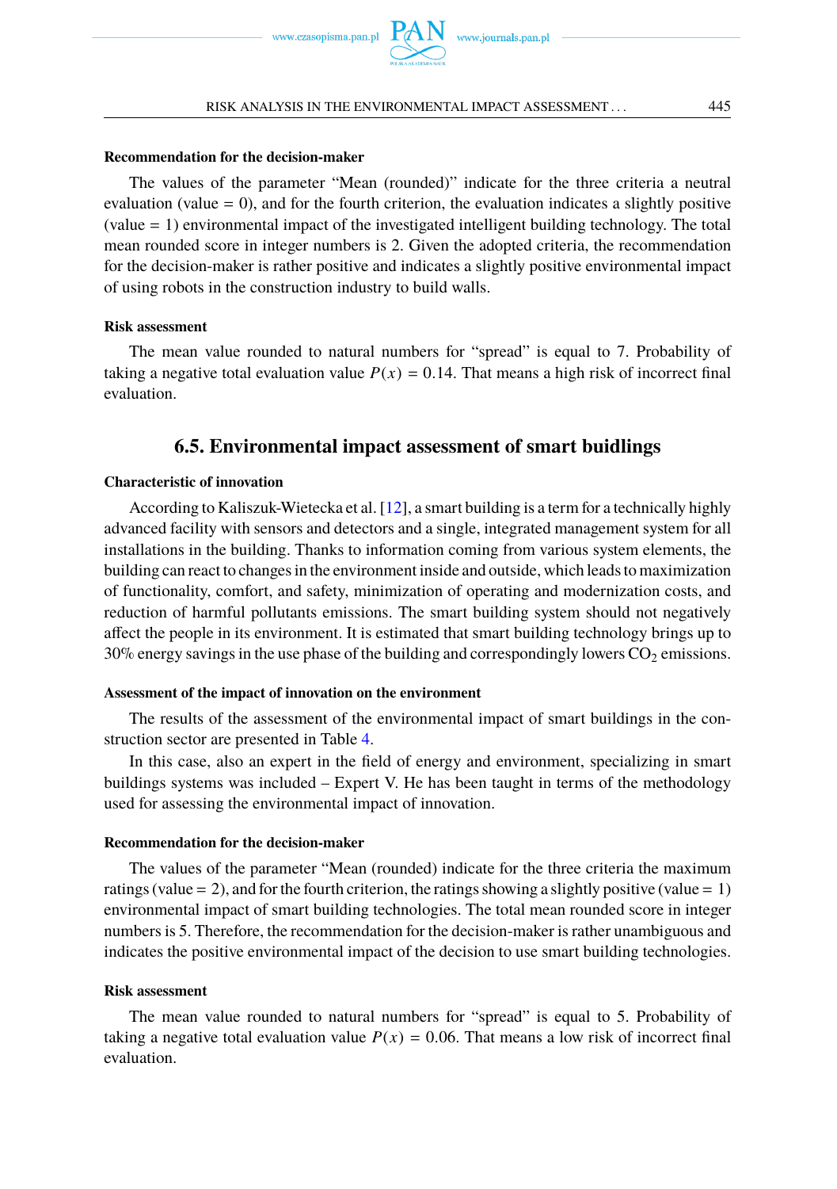**Recommendation for the decision-maker**

The values of the parameter "Mean (rounded)" indicate for the three criteria a neutral evaluation (value = 0), and for the fourth criterion, the evaluation indicates a slightly positive (value = 1) environmental impact of the investigated intelligent building technology. The total mean rounded score in integer numbers is 2. Given the adopted criteria, the recommendation for the decision-maker is rather positive and indicates a slightly positive environmental impact of using robots in the construction industry to build walls.

**Risk assessment**

The mean value rounded to natural numbers for "spread" is equal to 7. Probability of taking a negative total evaluation value $P(x) = 0.14$. That means a high risk of incorrect final evaluation.

## 6.5. Environmental impact assessment of smart buidlings

**Characteristic of innovation**

According to Kaliszuk-Wietecka et al. [12], a smart building is a term for a technically highly advanced facility with sensors and detectors and a single, integrated management system for all installations in the building. Thanks to information coming from various system elements, the building can react to changes in the environment inside and outside, which leads to maximization of functionality, comfort, and safety, minimization of operating and modernization costs, and reduction of harmful pollutants emissions. The smart building system should not negatively affect the people in its environment. It is estimated that smart building technology brings up to 30% energy savings in the use phase of the building and correspondingly lowers $CO_2$ emissions.

**Assessment of the impact of innovation on the environment**

The results of the assessment of the environmental impact of smart buildings in the construction sector are presented in Table 4.

In this case, also an expert in the field of energy and environment, specializing in smart buildings systems was included – Expert V. He has been taught in terms of the methodology used for assessing the environmental impact of innovation.

**Recommendation for the decision-maker**

The values of the parameter "Mean (rounded) indicate for the three criteria the maximum ratings (value = 2), and for the fourth criterion, the ratings showing a slightly positive (value = 1) environmental impact of smart building technologies. The total mean rounded score in integer numbers is 5. Therefore, the recommendation for the decision-maker is rather unambiguous and indicates the positive environmental impact of the decision to use smart building technologies.

**Risk assessment**

The mean value rounded to natural numbers for "spread" is equal to 5. Probability of taking a negative total evaluation value $P(x) = 0.06$. That means a low risk of incorrect final evaluation.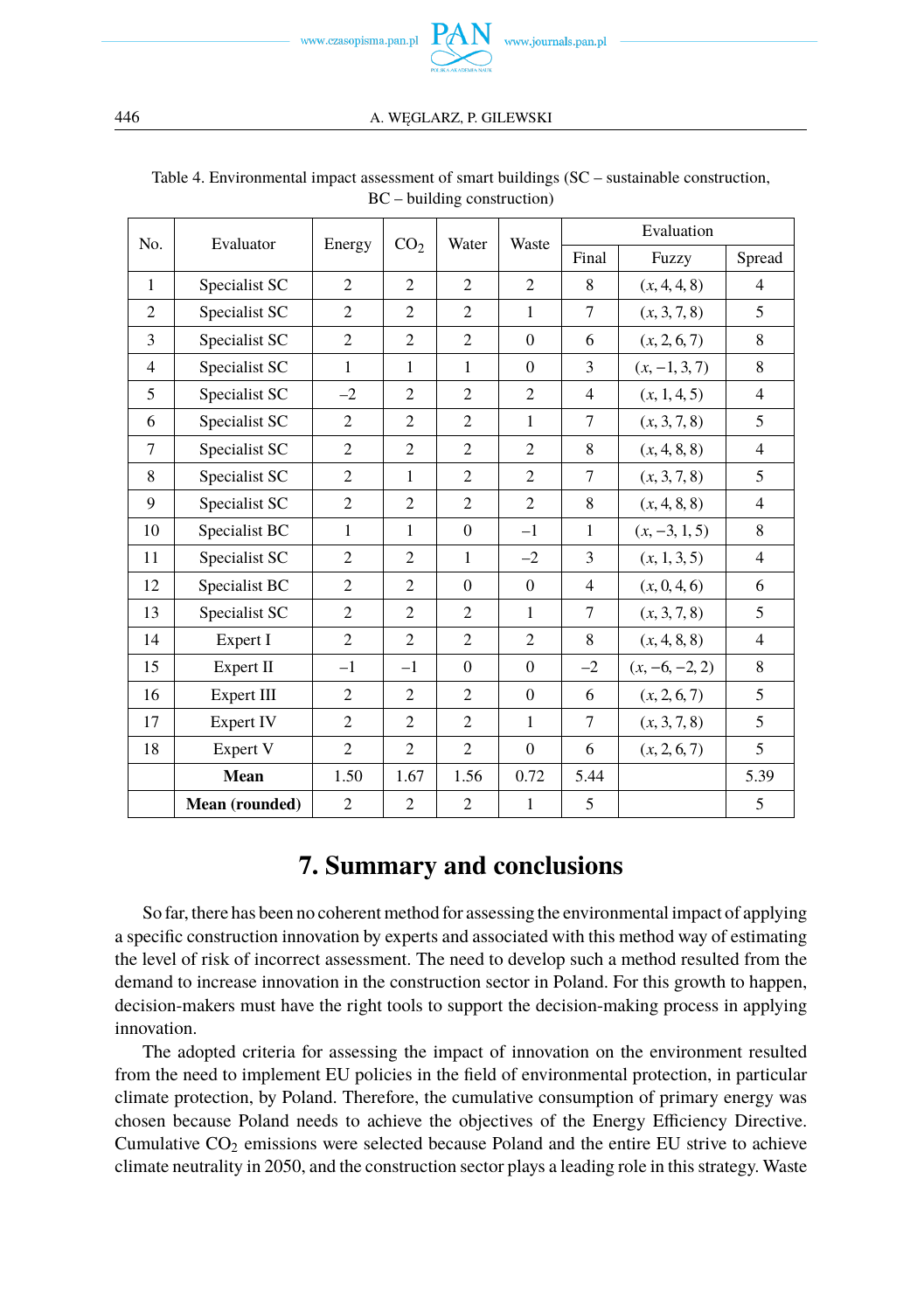Table 4. Environmental impact assessment of smart buildings (SC – sustainable construction, BC – building construction)

| No. | Evaluator | Energy | $CO_2$ | Water | Waste | Evaluation | | |
|---|---|---|---|---|---|---|---|---|
| | | | | | | Final | Fuzzy | Spread |
| 1 | Specialist SC | 2 | 2 | 2 | 2 | 8 | $(x, 4, 4, 8)$ | 4 |
| 2 | Specialist SC | 2 | 2 | 2 | 1 | 7 | $(x, 3, 7, 8)$ | 5 |
| 3 | Specialist SC | 2 | 2 | 2 | 0 | 6 | $(x, 2, 6, 7)$ | 8 |
| 4 | Specialist SC | 1 | 1 | 1 | 0 | 3 | $(x, -1, 3, 7)$ | 8 |
| 5 | Specialist SC | –2 | 2 | 2 | 2 | 4 | $(x, 1, 4, 5)$ | 4 |
| 6 | Specialist SC | 2 | 2 | 2 | 1 | 7 | $(x, 3, 7, 8)$ | 5 |
| 7 | Specialist SC | 2 | 2 | 2 | 2 | 8 | $(x, 4, 8, 8)$ | 4 |
| 8 | Specialist SC | 2 | 1 | 2 | 2 | 7 | $(x, 3, 7, 8)$ | 5 |
| 9 | Specialist SC | 2 | 2 | 2 | 2 | 8 | $(x, 4, 8, 8)$ | 4 |
| 10 | Specialist BC | 1 | 1 | 0 | –1 | 1 | $(x, -3, 1, 5)$ | 8 |
| 11 | Specialist SC | 2 | 2 | 1 | –2 | 3 | $(x, 1, 3, 5)$ | 4 |
| 12 | Specialist BC | 2 | 2 | 0 | 0 | 4 | $(x, 0, 4, 6)$ | 6 |
| 13 | Specialist SC | 2 | 2 | 2 | 1 | 7 | $(x, 3, 7, 8)$ | 5 |
| 14 | Expert I | 2 | 2 | 2 | 2 | 8 | $(x, 4, 8, 8)$ | 4 |
| 15 | Expert II | –1 | –1 | 0 | 0 | –2 | $(x, -6, -2, 2)$ | 8 |
| 16 | Expert III | 2 | 2 | 2 | 0 | 6 | $(x, 2, 6, 7)$ | 5 |
| 17 | Expert IV | 2 | 2 | 2 | 1 | 7 | $(x, 3, 7, 8)$ | 5 |
| 18 | Expert V | 2 | 2 | 2 | 0 | 6 | $(x, 2, 6, 7)$ | 5 |
| | **Mean** | 1.50 | 1.67 | 1.56 | 0.72 | 5.44 | | 5.39 |
| | **Mean (rounded)** | 2 | 2 | 2 | 1 | 5 | | 5 |

## 7. Summary and conclusions

So far, there has been no coherent method for assessing the environmental impact of applying a specific construction innovation by experts and associated with this method way of estimating the level of risk of incorrect assessment. The need to develop such a method resulted from the demand to increase innovation in the construction sector in Poland. For this growth to happen, decision-makers must have the right tools to support the decision-making process in applying innovation.

The adopted criteria for assessing the impact of innovation on the environment resulted from the need to implement EU policies in the field of environmental protection, in particular climate protection, by Poland. Therefore, the cumulative consumption of primary energy was chosen because Poland needs to achieve the objectives of the Energy Efficiency Directive. Cumulative $CO_2$ emissions were selected because Poland and the entire EU strive to achieve climate neutrality in 2050, and the construction sector plays a leading role in this strategy. Waste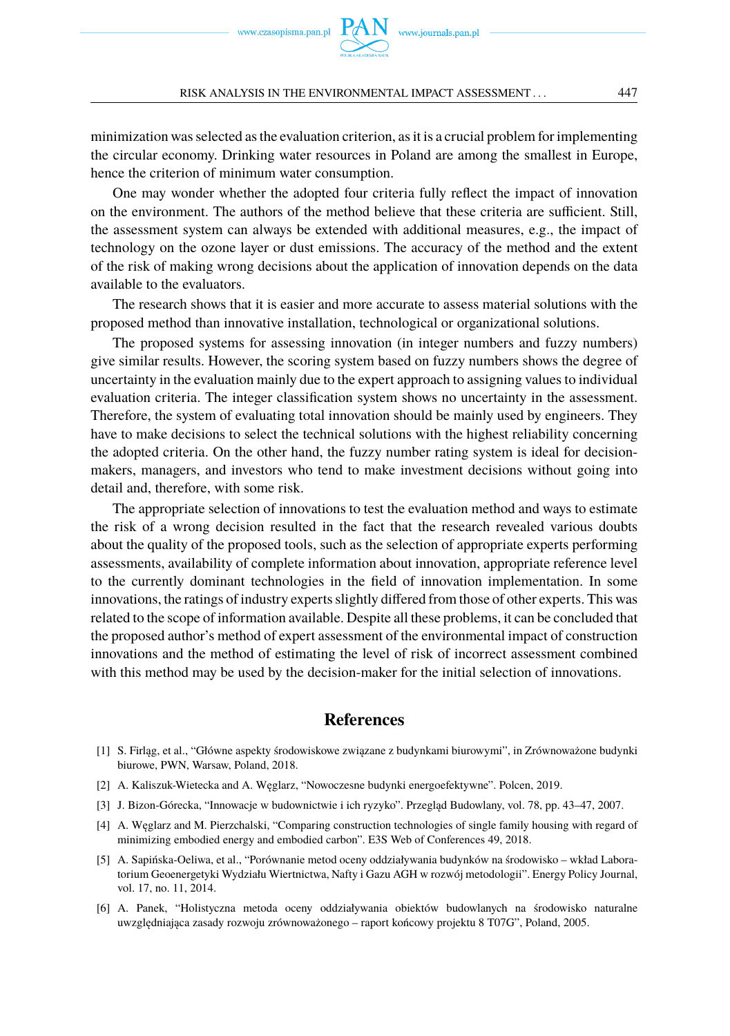minimization was selected as the evaluation criterion, as it is a crucial problem for implementing the circular economy. Drinking water resources in Poland are among the smallest in Europe, hence the criterion of minimum water consumption.

One may wonder whether the adopted four criteria fully reflect the impact of innovation on the environment. The authors of the method believe that these criteria are sufficient. Still, the assessment system can always be extended with additional measures, e.g., the impact of technology on the ozone layer or dust emissions. The accuracy of the method and the extent of the risk of making wrong decisions about the application of innovation depends on the data available to the evaluators.

The research shows that it is easier and more accurate to assess material solutions with the proposed method than innovative installation, technological or organizational solutions.

The proposed systems for assessing innovation (in integer numbers and fuzzy numbers) give similar results. However, the scoring system based on fuzzy numbers shows the degree of uncertainty in the evaluation mainly due to the expert approach to assigning values to individual evaluation criteria. The integer classification system shows no uncertainty in the assessment. Therefore, the system of evaluating total innovation should be mainly used by engineers. They have to make decisions to select the technical solutions with the highest reliability concerning the adopted criteria. On the other hand, the fuzzy number rating system is ideal for decision-makers, managers, and investors who tend to make investment decisions without going into detail and, therefore, with some risk.

The appropriate selection of innovations to test the evaluation method and ways to estimate the risk of a wrong decision resulted in the fact that the research revealed various doubts about the quality of the proposed tools, such as the selection of appropriate experts performing assessments, availability of complete information about innovation, appropriate reference level to the currently dominant technologies in the field of innovation implementation. In some innovations, the ratings of industry experts slightly differed from those of other experts. This was related to the scope of information available. Despite all these problems, it can be concluded that the proposed author's method of expert assessment of the environmental impact of construction innovations and the method of estimating the level of risk of incorrect assessment combined with this method may be used by the decision-maker for the initial selection of innovations.

## References

[1] S. Firląg, et al., "Główne aspekty środowiskowe związane z budynkami biurowymi", in Zrównoważone budynki biurowe, PWN, Warsaw, Poland, 2018.

[2] A. Kaliszuk-Wietecka and A. Węglarz, "Nowoczesne budynki energoefektywne". Polcen, 2019.

[3] J. Bizon-Górecka, "Innowacje w budownictwie i ich ryzyko". Przegląd Budowlany, vol. 78, pp. 43–47, 2007.

[4] A. Węglarz and M. Pierzchalski, "Comparing construction technologies of single family housing with regard of minimizing embodied energy and embodied carbon". E3S Web of Conferences 49, 2018.

[5] A. Sapińska-Oeliwa, et al., "Porównanie metod oceny oddziaływania budynków na środowisko – wkład Laboratorium Geoenergetyki Wydziału Wiertnictwa, Nafty i Gazu AGH w rozwój metodologii". Energy Policy Journal, vol. 17, no. 11, 2014.

[6] A. Panek, "Holistyczna metoda oceny oddziaływania obiektów budowlanych na środowisko naturalne uwzględniająca zasady rozwoju zrównoważonego – raport końcowy projektu 8 T07G", Poland, 2005.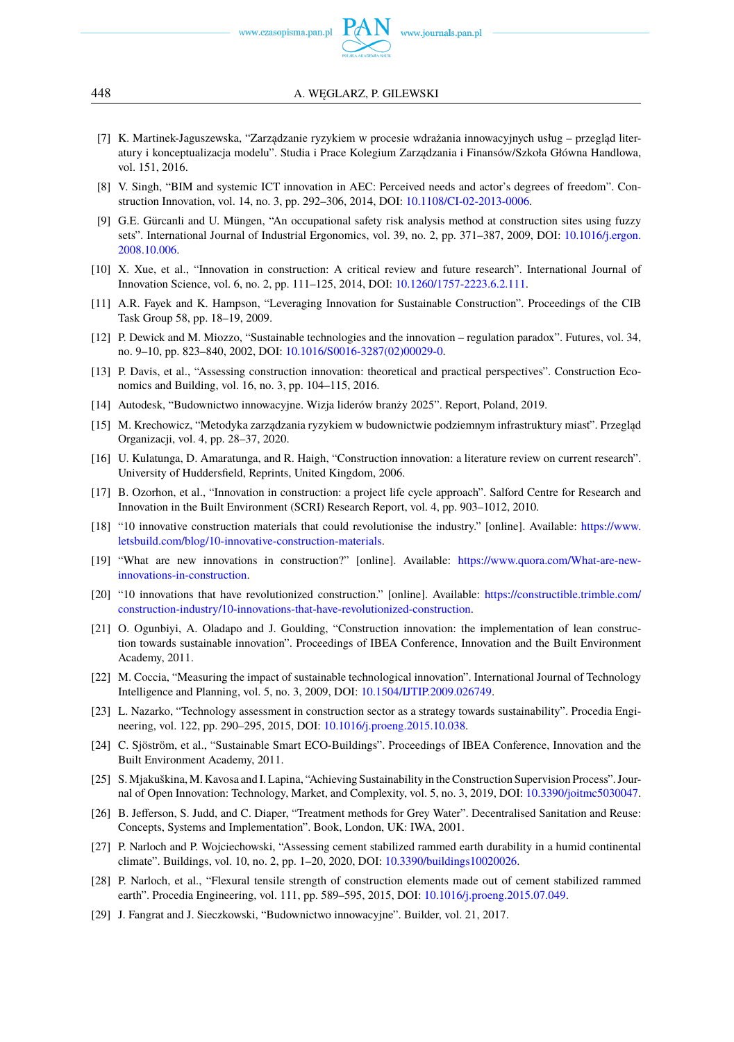[7] K. Martinek-Jaguszewska, "Zarządzanie ryzykiem w procesie wdrażania innowacyjnych usług – przegląd literatury i konceptualizacja modelu". Studia i Prace Kolegium Zarządzania i Finansów/Szkoła Główna Handlowa, vol. 151, 2016.

[8] V. Singh, "BIM and systemic ICT innovation in AEC: Perceived needs and actor's degrees of freedom". Construction Innovation, vol. 14, no. 3, pp. 292–306, 2014, DOI: 10.1108/CI-02-2013-0006.

[9] G.E. Gürcanli and U. Müngen, "An occupational safety risk analysis method at construction sites using fuzzy sets". International Journal of Industrial Ergonomics, vol. 39, no. 2, pp. 371–387, 2009, DOI: 10.1016/j.ergon.2008.10.006.

[10] X. Xue, et al., "Innovation in construction: A critical review and future research". International Journal of Innovation Science, vol. 6, no. 2, pp. 111–125, 2014, DOI: 10.1260/1757-2223.6.2.111.

[11] A.R. Fayek and K. Hampson, "Leveraging Innovation for Sustainable Construction". Proceedings of the CIB Task Group 58, pp. 18–19, 2009.

[12] P. Dewick and M. Miozzo, "Sustainable technologies and the innovation – regulation paradox". Futures, vol. 34, no. 9–10, pp. 823–840, 2002, DOI: 10.1016/S0016-3287(02)00029-0.

[13] P. Davis, et al., "Assessing construction innovation: theoretical and practical perspectives". Construction Economics and Building, vol. 16, no. 3, pp. 104–115, 2016.

[14] Autodesk, "Budownictwo innowacyjne. Wizja liderów branży 2025". Report, Poland, 2019.

[15] M. Krechowicz, "Metodyka zarządzania ryzykiem w budownictwie podziemnym infrastruktury miast". Przegląd Organizacji, vol. 4, pp. 28–37, 2020.

[16] U. Kulatunga, D. Amaratunga, and R. Haigh, "Construction innovation: a literature review on current research". University of Huddersfield, Reprints, United Kingdom, 2006.

[17] B. Ozorhon, et al., "Innovation in construction: a project life cycle approach". Salford Centre for Research and Innovation in the Built Environment (SCRI) Research Report, vol. 4, pp. 903–1012, 2010.

[18] "10 innovative construction materials that could revolutionise the industry." [online]. Available: https://www.letsbuild.com/blog/10-innovative-construction-materials.

[19] "What are new innovations in construction?" [online]. Available: https://www.quora.com/What-are-new-innovations-in-construction.

[20] "10 innovations that have revolutionized construction." [online]. Available: https://constructible.trimble.com/construction-industry/10-innovations-that-have-revolutionized-construction.

[21] O. Ogunbiyi, A. Oladapo and J. Goulding, "Construction innovation: the implementation of lean construction towards sustainable innovation". Proceedings of IBEA Conference, Innovation and the Built Environment Academy, 2011.

[22] M. Coccia, "Measuring the impact of sustainable technological innovation". International Journal of Technology Intelligence and Planning, vol. 5, no. 3, 2009, DOI: 10.1504/IJTIP.2009.026749.

[23] L. Nazarko, "Technology assessment in construction sector as a strategy towards sustainability". Procedia Engineering, vol. 122, pp. 290–295, 2015, DOI: 10.1016/j.proeng.2015.10.038.

[24] C. Sjöström, et al., "Sustainable Smart ECO-Buildings". Proceedings of IBEA Conference, Innovation and the Built Environment Academy, 2011.

[25] S. Mjakuškina, M. Kavosa and I. Lapina, "Achieving Sustainability in the Construction Supervision Process". Journal of Open Innovation: Technology, Market, and Complexity, vol. 5, no. 3, 2019, DOI: 10.3390/joitmc5030047.

[26] B. Jefferson, S. Judd, and C. Diaper, "Treatment methods for Grey Water". Decentralised Sanitation and Reuse: Concepts, Systems and Implementation". Book, London, UK: IWA, 2001.

[27] P. Narloch and P. Wojciechowski, "Assessing cement stabilized rammed earth durability in a humid continental climate". Buildings, vol. 10, no. 2, pp. 1–20, 2020, DOI: 10.3390/buildings10020026.

[28] P. Narloch, et al., "Flexural tensile strength of construction elements made out of cement stabilized rammed earth". Procedia Engineering, vol. 111, pp. 589–595, 2015, DOI: 10.1016/j.proeng.2015.07.049.

[29] J. Fangrat and J. Sieczkowski, "Budownictwo innowacyjne". Builder, vol. 21, 2017.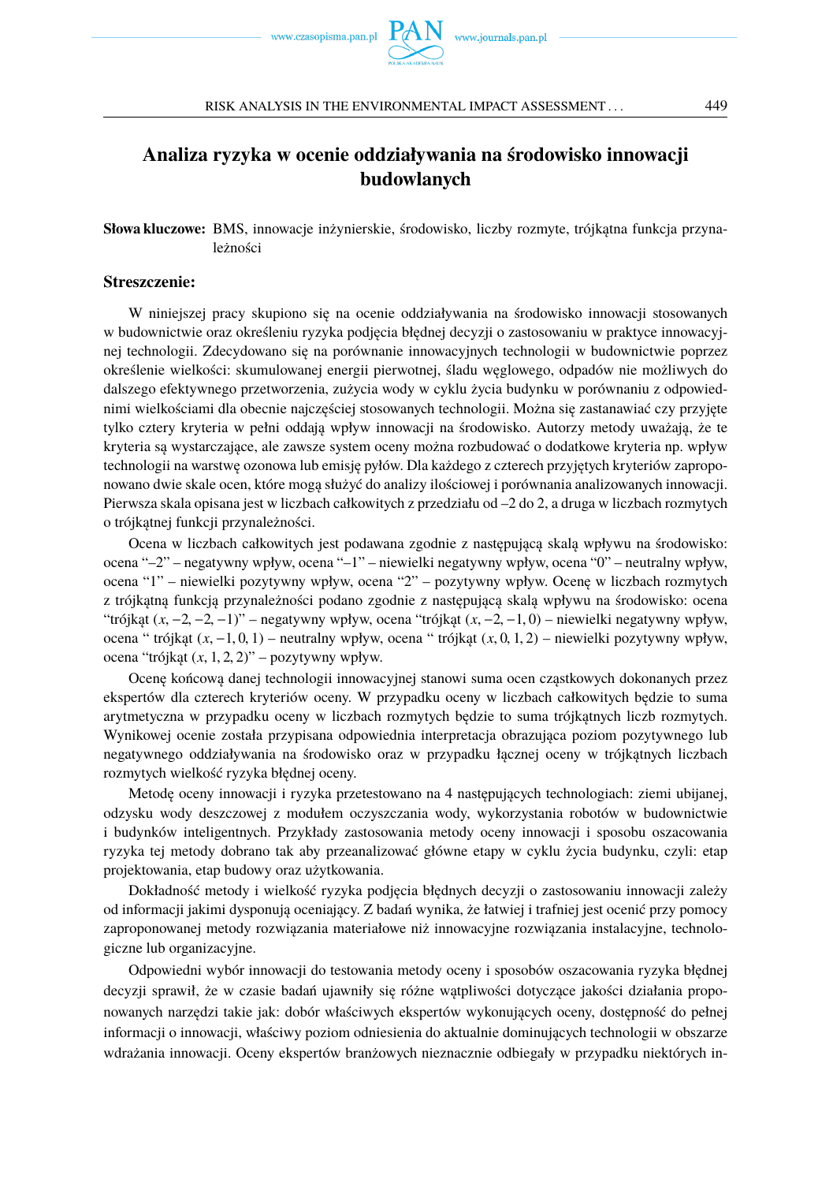# Analiza ryzyka w ocenie oddziaływania na środowisko innowacji budowlanych

**Słowa kluczowe:** BMS, innowacje inżynierskie, środowisko, liczby rozmyte, trójkątna funkcja przynależności

## Streszczenie:

W niniejszej pracy skupiono się na ocenie oddziaływania na środowisko innowacji stosowanych w budownictwie oraz określeniu ryzyka podjęcia błędnej decyzji o zastosowaniu w praktyce innowacyjnej technologii. Zdecydowano się na porównanie innowacyjnych technologii w budownictwie poprzez określenie wielkości: skumulowanej energii pierwotnej, śladu węglowego, odpadów nie możliwych do dalszego efektywnego przetworzenia, zużycia wody w cyklu życia budynku w porównaniu z odpowiednimi wielkościami dla obecnie najczęściej stosowanych technologii. Można się zastanawiać czy przyjęte tylko cztery kryteria w pełni oddają wpływ innowacji na środowisko. Autorzy metody uważają, że te kryteria są wystarczające, ale zawsze system oceny można rozbudować o dodatkowe kryteria np. wpływ technologii na warstwę ozonowa lub emisję pyłów. Dla każdego z czterech przyjętych kryteriów zaproponowano dwie skale ocen, które mogą służyć do analizy ilościowej i porównania analizowanych innowacji. Pierwsza skala opisana jest w liczbach całkowitych z przedziału od –2 do 2, a druga w liczbach rozmytych o trójkątnej funkcji przynależności.

Ocena w liczbach całkowitych jest podawana zgodnie z następującą skalą wpływu na środowisko: ocena "–2" – negatywny wpływ, ocena "–1" – niewielki negatywny wpływ, ocena "0" – neutralny wpływ, ocena "1" – niewielki pozytywny wpływ, ocena "2" – pozytywny wpływ. Ocenę w liczbach rozmytych z trójkątną funkcją przynależności podano zgodnie z następującą skalą wpływu na środowisko: ocena "trójkąt $(x, -2, -2, -1)$" – negatywny wpływ, ocena "trójkąt $(x, -2, -1, 0)$ – niewielki negatywny wpływ, ocena " trójkąt $(x, -1, 0, 1)$ – neutralny wpływ, ocena " trójkąt $(x, 0, 1, 2)$ – niewielki pozytywny wpływ, ocena "trójkąt $(x, 1, 2, 2)$" – pozytywny wpływ.

Ocenę końcową danej technologii innowacyjnej stanowi suma ocen cząstkowych dokonanych przez ekspertów dla czterech kryteriów oceny. W przypadku oceny w liczbach całkowitych będzie to suma arytmetyczna w przypadku oceny w liczbach rozmytych będzie to suma trójkątnych liczb rozmytych. Wynikowej ocenie została przypisana odpowiednia interpretacja obrazująca poziom pozytywnego lub negatywnego oddziaływania na środowisko oraz w przypadku łącznej oceny w trójkątnych liczbach rozmytych wielkość ryzyka błędnej oceny.

Metodę oceny innowacji i ryzyka przetestowano na 4 następujących technologiach: ziemi ubijanej, odzysku wody deszczowej z modułem oczyszczania wody, wykorzystania robotów w budownictwie i budynków inteligentnych. Przykłady zastosowania metody oceny innowacji i sposobu oszacowania ryzyka tej metody dobrano tak aby przeanalizować główne etapy w cyklu życia budynku, czyli: etap projektowania, etap budowy oraz użytkowania.

Dokładność metody i wielkość ryzyka podjęcia błędnych decyzji o zastosowaniu innowacji zależy od informacji jakimi dysponują oceniający. Z badań wynika, że łatwiej i trafniej jest ocenić przy pomocy zaproponowanej metody rozwiązania materiałowe niż innowacyjne rozwiązania instalacyjne, technologiczne lub organizacyjne.

Odpowiedni wybór innowacji do testowania metody oceny i sposobów oszacowania ryzyka błędnej decyzji sprawił, że w czasie badań ujawniły się różne wątpliwości dotyczące jakości działania proponowanych narzędzi takie jak: dobór właściwych ekspertów wykonujących oceny, dostępność do pełnej informacji o innowacji, właściwy poziom odniesienia do aktualnie dominujących technologii w obszarze wdrażania innowacji. Oceny ekspertów branżowych nieznacznie odbiegały w przypadku niektórych in-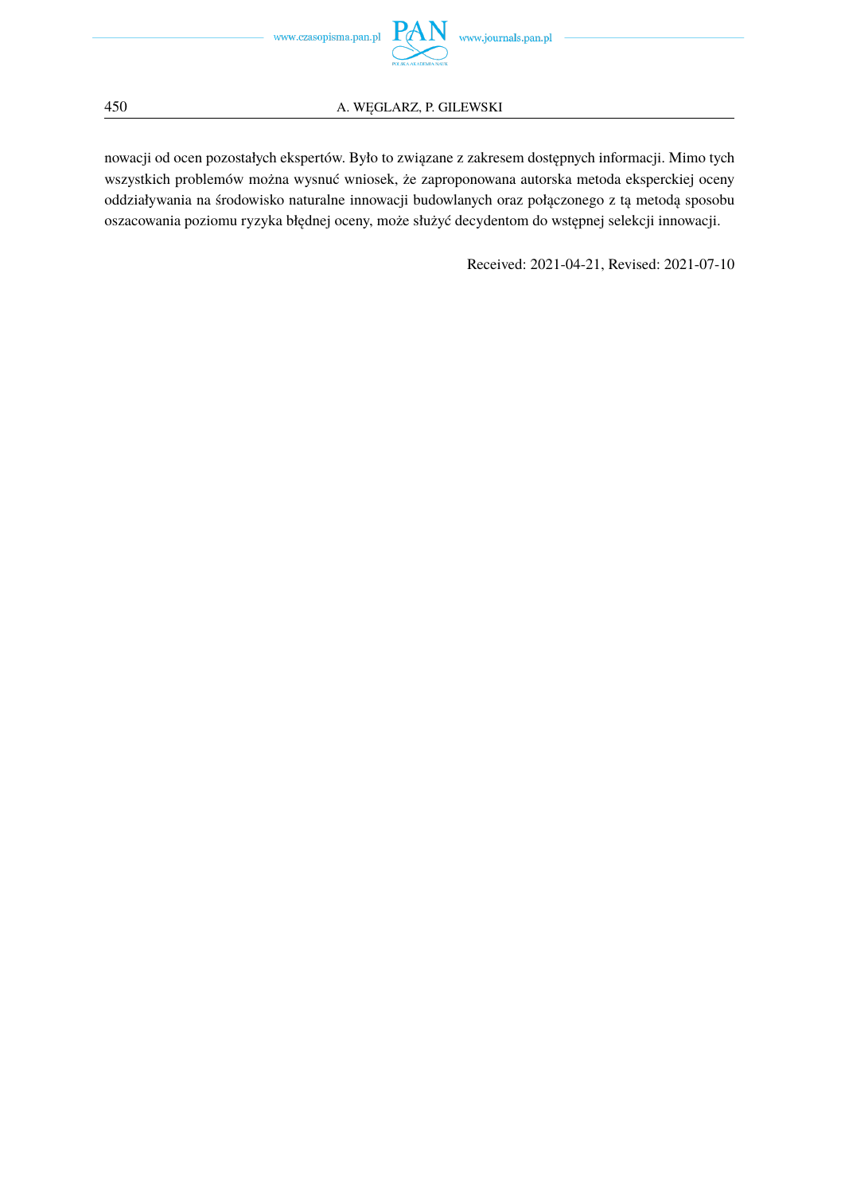nowacji od ocen pozostałych ekspertów. Było to związane z zakresem dostępnych informacji. Mimo tych wszystkich problemów można wysnuć wniosek, że zaproponowana autorska metoda eksperckiej oceny oddziaływania na środowisko naturalne innowacji budowlanych oraz połączonego z tą metodą sposobu oszacowania poziomu ryzyka błędnej oceny, może służyć decydentom do wstępnej selekcji innowacji.

Received: 2021-04-21, Revised: 2021-07-10